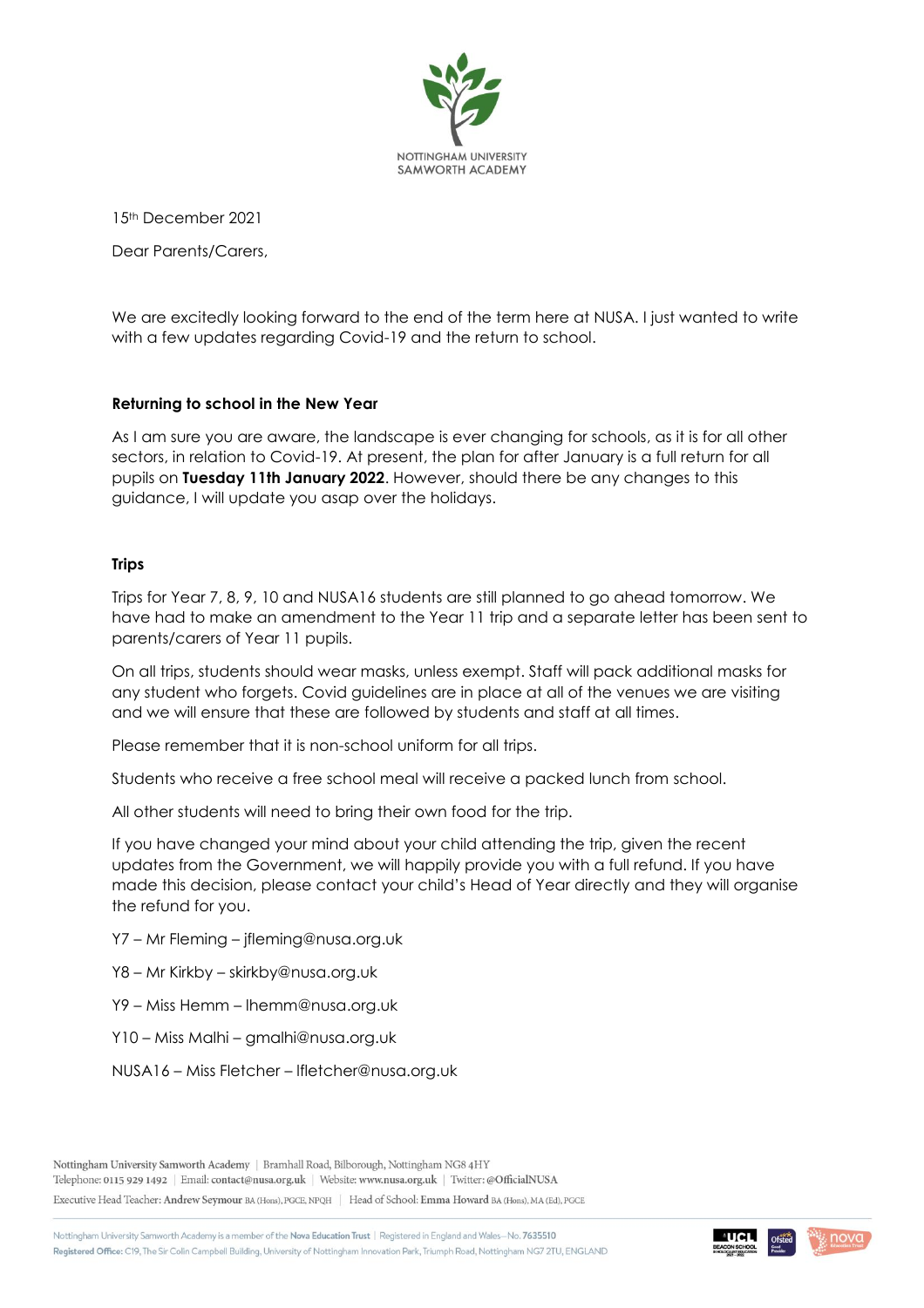NOTTINGHAM UNIVERSITY SAMWORTH ACADEMY

15th December 2021

Dear Parents/Carers,

We are excitedly looking forward to the end of the term here at NUSA. I just wanted to write with a few updates regarding Covid-19 and the return to school.

**Returning to school in the New Year**

As I am sure you are aware, the landscape is ever changing for schools, as it is for all other sectors, in relation to Covid-19. At present, the plan for after January is a full return for all pupils on **Tuesday 11th January 2022**. However, should there be any changes to this guidance, I will update you asap over the holidays.

**Trips**

Trips for Year 7, 8, 9, 10 and NUSA16 students are still planned to go ahead tomorrow. We have had to make an amendment to the Year 11 trip and a separate letter has been sent to parents/carers of Year 11 pupils.

On all trips, students should wear masks, unless exempt. Staff will pack additional masks for any student who forgets. Covid guidelines are in place at all of the venues we are visiting and we will ensure that these are followed by students and staff at all times.

Please remember that it is non-school uniform for all trips.

Students who receive a free school meal will receive a packed lunch from school.

All other students will need to bring their own food for the trip.

If you have changed your mind about your child attending the trip, given the recent updates from the Government, we will happily provide you with a full refund. If you have made this decision, please contact your child's Head of Year directly and they will organise the refund for you.

Y7 – Mr Fleming – jfleming@nusa.org.uk

Y8 – Mr Kirkby – skirkby@nusa.org.uk

Y9 – Miss Hemm – lhemm@nusa.org.uk

Y10 – Miss Malhi – gmalhi@nusa.org.uk

NUSA16 – Miss Fletcher – lfletcher@nusa.org.uk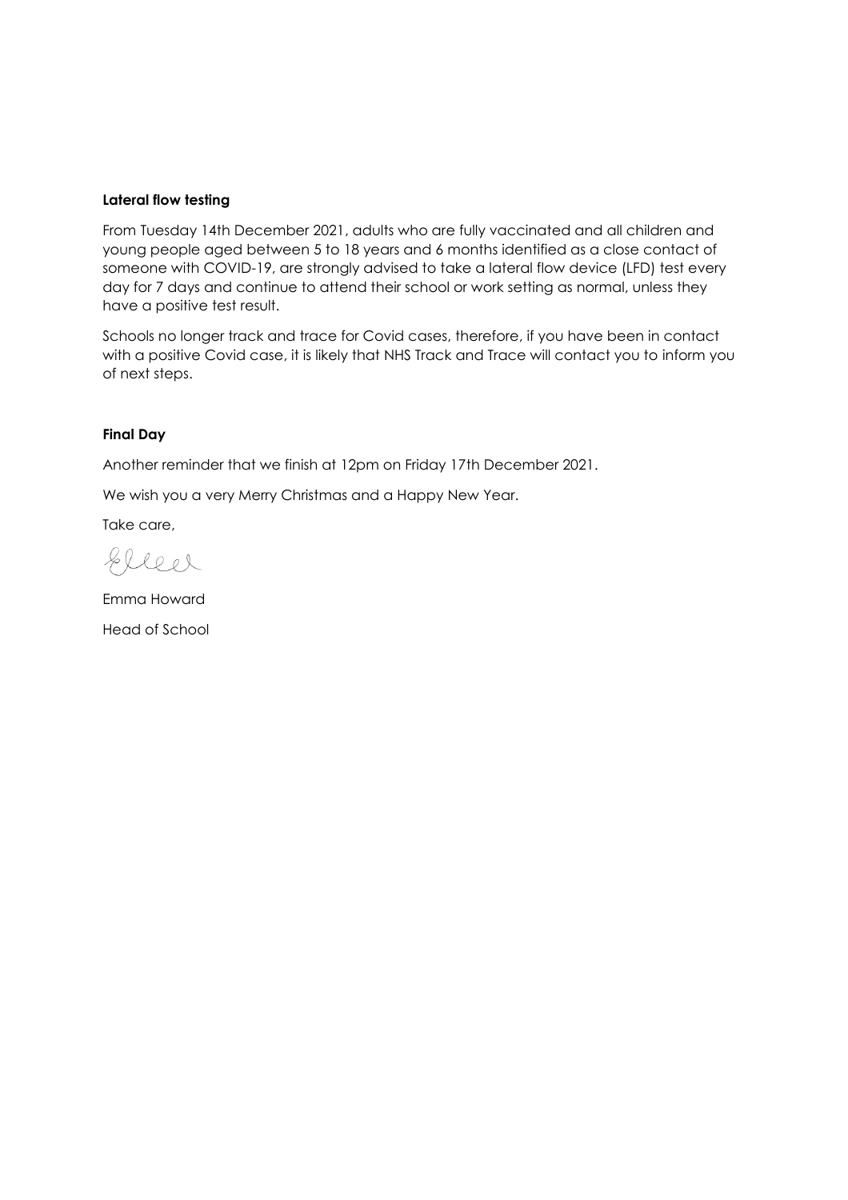**Lateral flow testing**

From Tuesday 14th December 2021, adults who are fully vaccinated and all children and young people aged between 5 to 18 years and 6 months identified as a close contact of someone with COVID-19, are strongly advised to take a lateral flow device (LFD) test every day for 7 days and continue to attend their school or work setting as normal, unless they have a positive test result.

Schools no longer track and trace for Covid cases, therefore, if you have been in contact with a positive Covid case, it is likely that NHS Track and Trace will contact you to inform you of next steps.

**Final Day**

Another reminder that we finish at 12pm on Friday 17th December 2021.

We wish you a very Merry Christmas and a Happy New Year.

Take care,

Emma Howard

Head of School